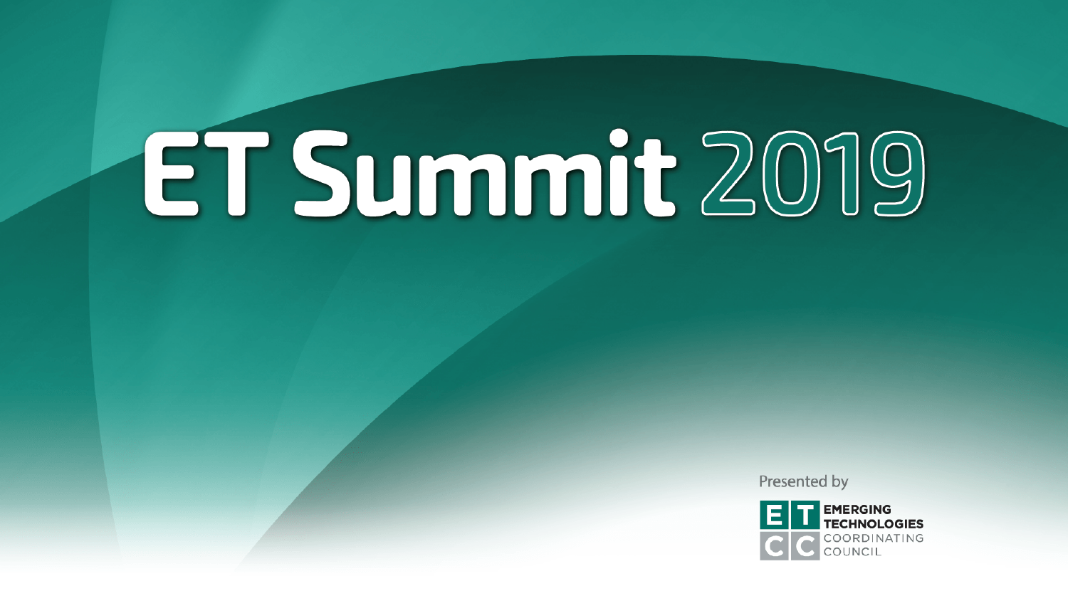# ET Summit 2019

Presented by

EMERGING TECHNOLOGIES COORDINATING COUNCIL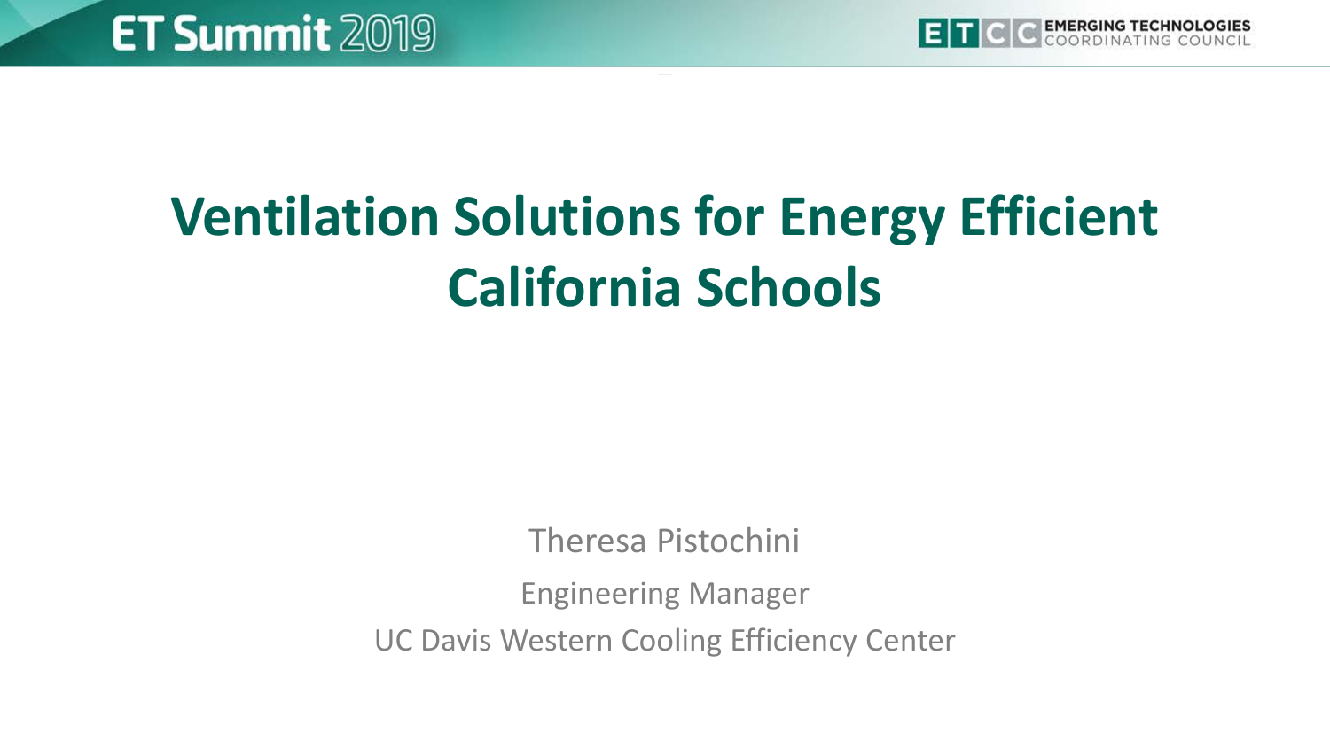# Ventilation Solutions for Energy Efficient California Schools

Theresa Pistochini

Engineering Manager

UC Davis Western Cooling Efficiency Center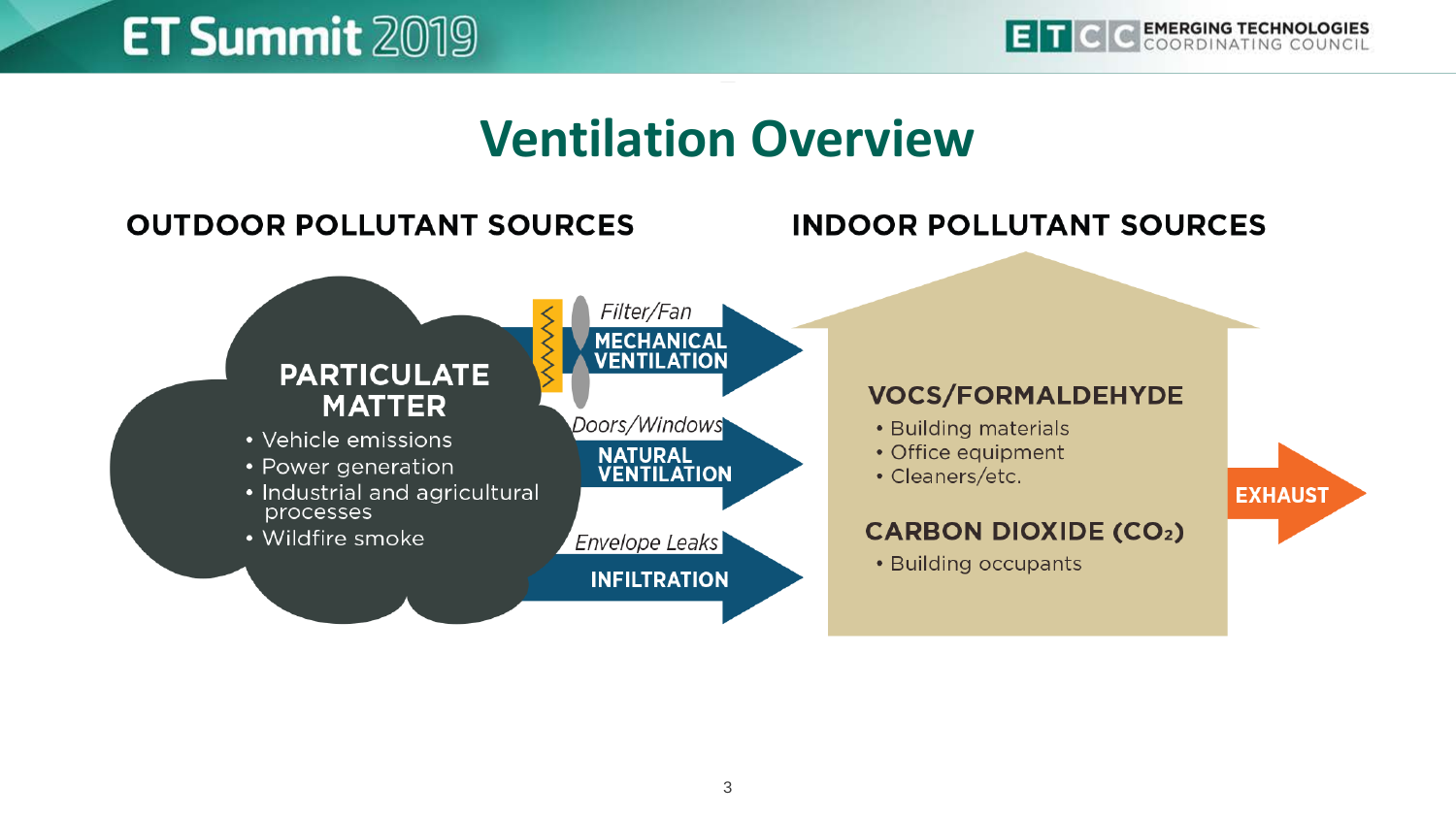# Ventilation Overview

## OUTDOOR POLLUTANT SOURCES

### PARTICULATE MATTER

- Vehicle emissions
- Power generation
- Industrial and agricultural processes
- Wildfire smoke

*Filter/Fan*

**MECHANICAL VENTILATION**

*Doors/Windows*

**NATURAL VENTILATION**

*Envelope Leaks*

**INFILTRATION**

## INDOOR POLLUTANT SOURCES

### VOCS/FORMALDEHYDE

- Building materials
- Office equipment
- Cleaners/etc.

### CARBON DIOXIDE ($CO_2$)

- Building occupants

**EXHAUST**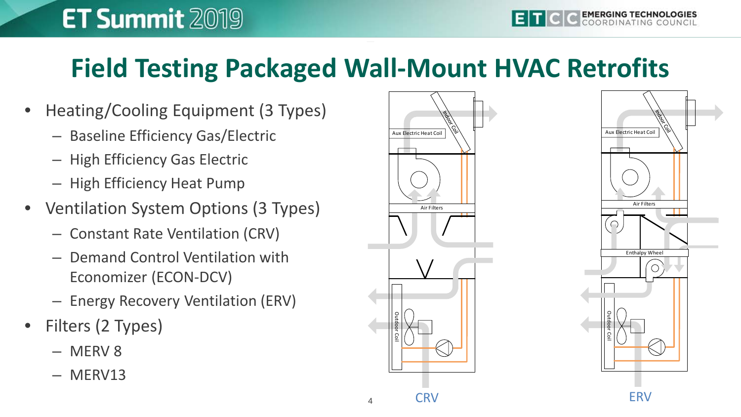# Field Testing Packaged Wall-Mount HVAC Retrofits

- Heating/Cooling Equipment (3 Types)
  - Baseline Efficiency Gas/Electric
  - High Efficiency Gas Electric
  - High Efficiency Heat Pump
- Ventilation System Options (3 Types)
  - Constant Rate Ventilation (CRV)
  - Demand Control Ventilation with Economizer (ECON-DCV)
  - Energy Recovery Ventilation (ERV)
- Filters (2 Types)
  - MERV 8
  - MERV13

CRV

ERV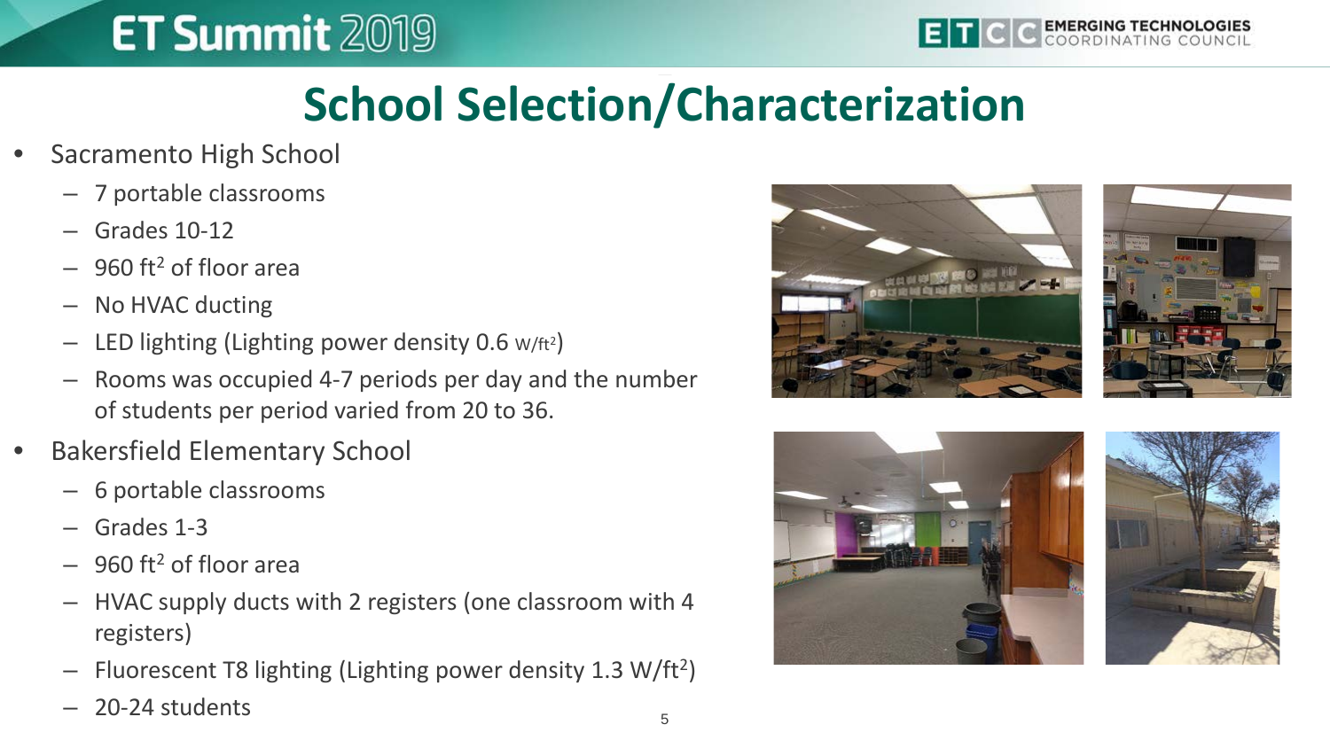# School Selection/Characterization

- Sacramento High School
  - 7 portable classrooms
  - Grades 10-12
  - 960 $ft^2$ of floor area
  - No HVAC ducting
  - LED lighting (Lighting power density 0.6 $W/ft^2$)
  - Rooms was occupied 4-7 periods per day and the number of students per period varied from 20 to 36.
- Bakersfield Elementary School
  - 6 portable classrooms
  - Grades 1-3
  - 960 $ft^2$ of floor area
  - HVAC supply ducts with 2 registers (one classroom with 4 registers)
  - Fluorescent T8 lighting (Lighting power density 1.3 $W/ft^2$)
  - 20-24 students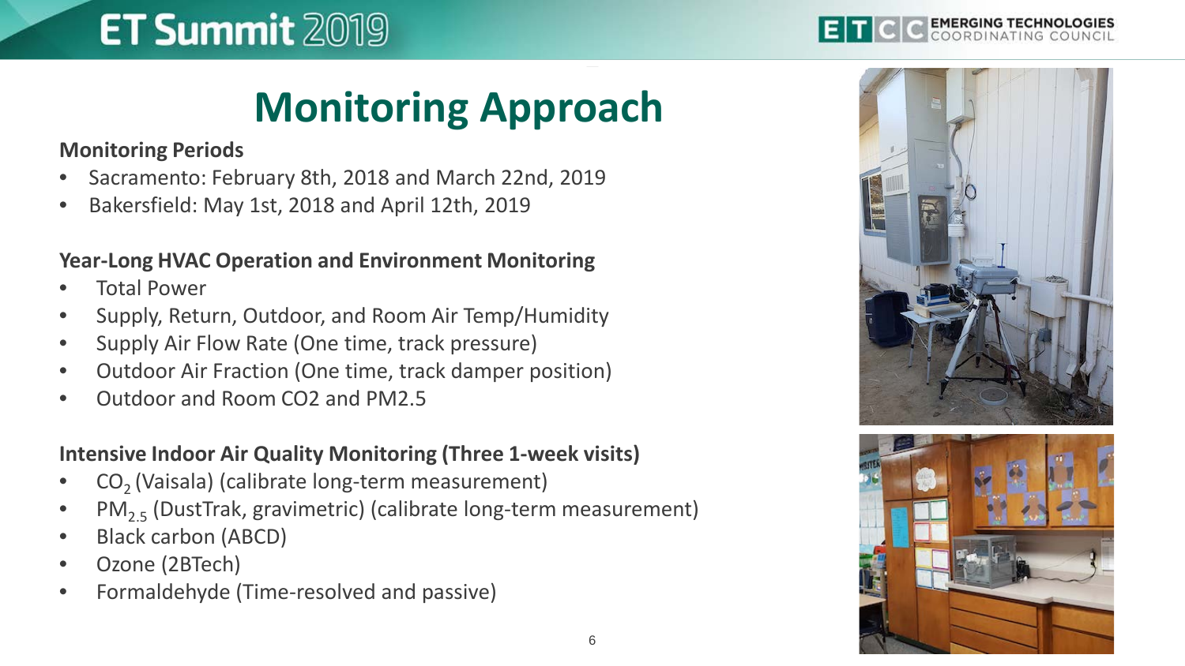# Monitoring Approach

**Monitoring Periods**

- Sacramento: February 8th, 2018 and March 22nd, 2019
- Bakersfield: May 1st, 2018 and April 12th, 2019

**Year-Long HVAC Operation and Environment Monitoring**

- Total Power
- Supply, Return, Outdoor, and Room Air Temp/Humidity
- Supply Air Flow Rate (One time, track pressure)
- Outdoor Air Fraction (One time, track damper position)
- Outdoor and Room CO2 and PM2.5

**Intensive Indoor Air Quality Monitoring (Three 1-week visits)**

- $CO_2$ (Vaisala) (calibrate long-term measurement)
- $PM_{2.5}$ (DustTrak, gravimetric) (calibrate long-term measurement)
- Black carbon (ABCD)
- Ozone (2BTech)
- Formaldehyde (Time-resolved and passive)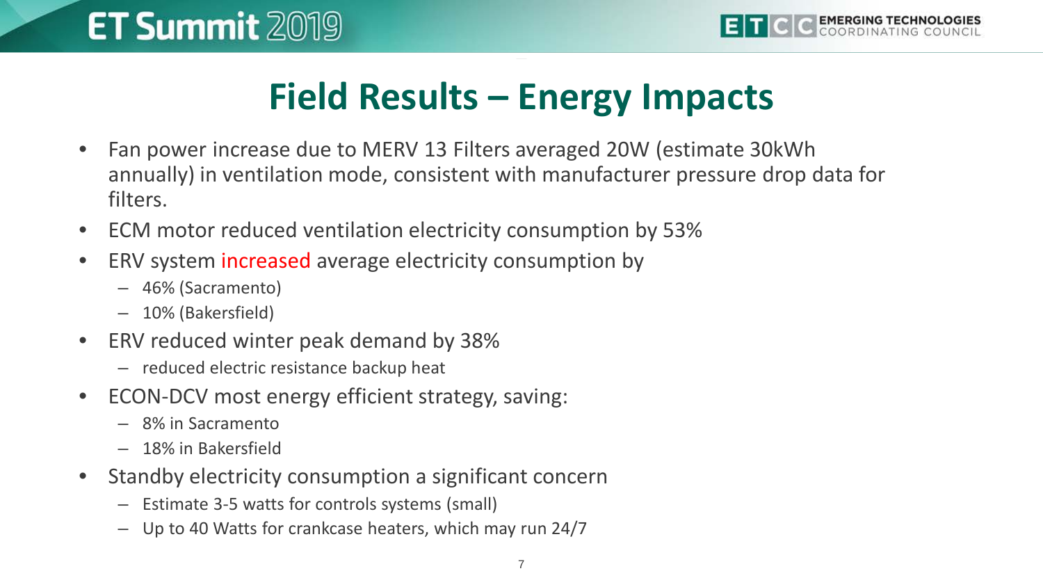# Field Results – Energy Impacts

- Fan power increase due to MERV 13 Filters averaged 20W (estimate 30kWh annually) in ventilation mode, consistent with manufacturer pressure drop data for filters.
- ECM motor reduced ventilation electricity consumption by 53%
- ERV system increased average electricity consumption by
  - 46% (Sacramento)
  - 10% (Bakersfield)
- ERV reduced winter peak demand by 38%
  - reduced electric resistance backup heat
- ECON-DCV most energy efficient strategy, saving:
  - 8% in Sacramento
  - 18% in Bakersfield
- Standby electricity consumption a significant concern
  - Estimate 3-5 watts for controls systems (small)
  - Up to 40 Watts for crankcase heaters, which may run 24/7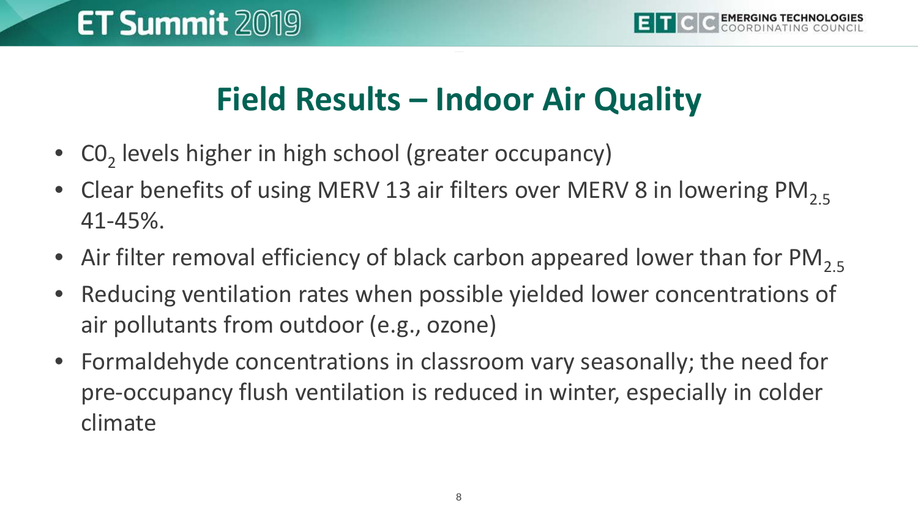# Field Results – Indoor Air Quality

- $C0_2$ levels higher in high school (greater occupancy)
- Clear benefits of using MERV 13 air filters over MERV 8 in lowering $PM_{2.5}$ 41-45%.
- Air filter removal efficiency of black carbon appeared lower than for $PM_{2.5}$
- Reducing ventilation rates when possible yielded lower concentrations of air pollutants from outdoor (e.g., ozone)
- Formaldehyde concentrations in classroom vary seasonally; the need for pre-occupancy flush ventilation is reduced in winter, especially in colder climate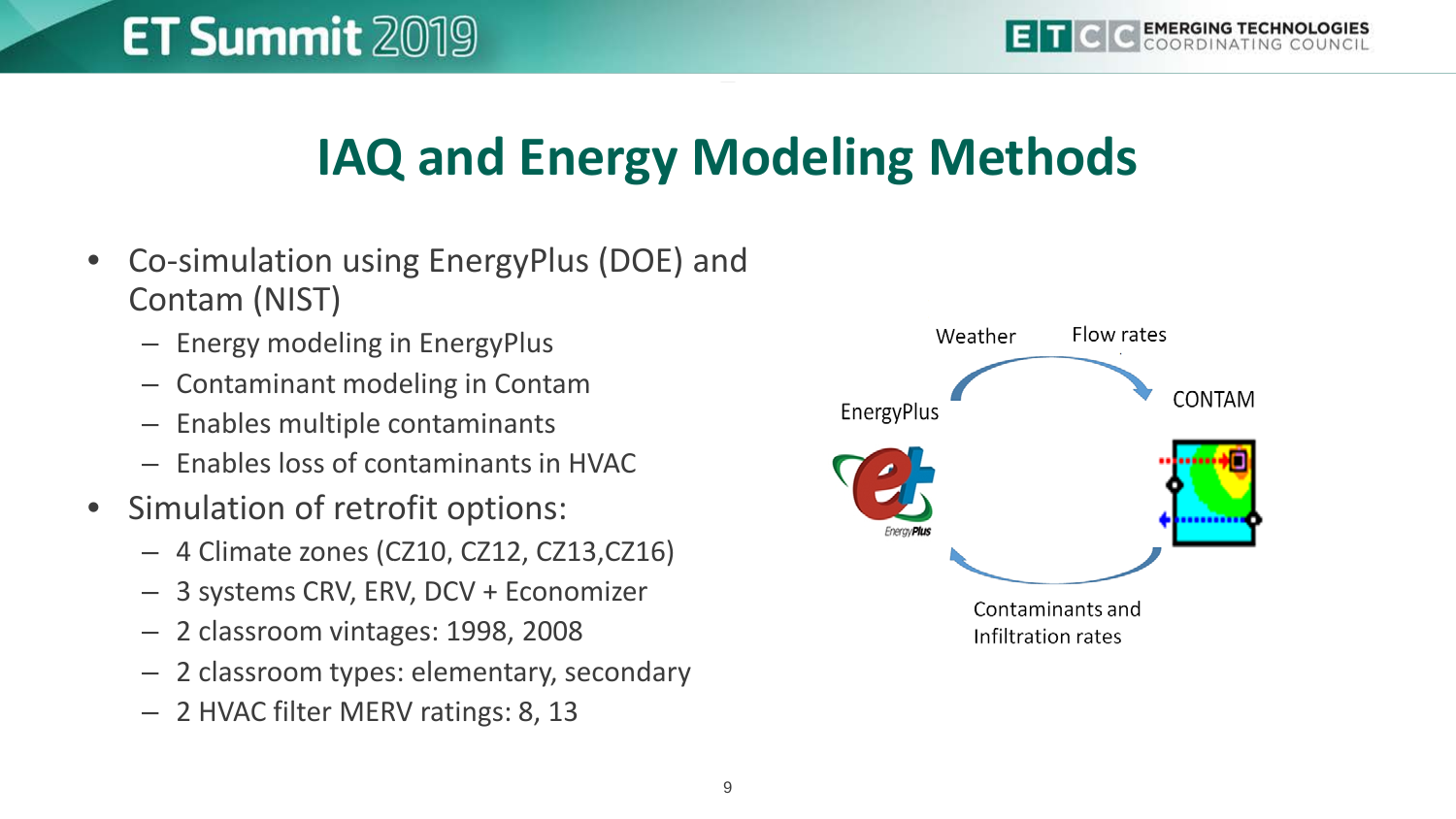# IAQ and Energy Modeling Methods

- Co-simulation using EnergyPlus (DOE) and Contam (NIST)
  - Energy modeling in EnergyPlus
  - Contaminant modeling in Contam
  - Enables multiple contaminants
  - Enables loss of contaminants in HVAC
- Simulation of retrofit options:
  - 4 Climate zones (CZ10, CZ12, CZ13,CZ16)
  - 3 systems CRV, ERV, DCV + Economizer
  - 2 classroom vintages: 1998, 2008
  - 2 classroom types: elementary, secondary
  - 2 HVAC filter MERV ratings: 8, 13

Weather

Flow rates

EnergyPlus

CONTAM

Contaminants and Infiltration rates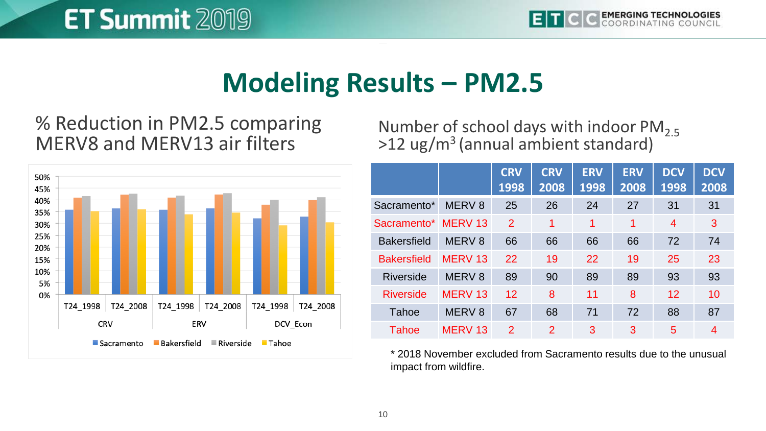# Modeling Results – PM2.5

% Reduction in PM2.5 comparing MERV8 and MERV13 air filters

Number of school days with indoor $PM_{2.5}$ >12 ug/$m^3$ (annual ambient standard)

| | | CRV 1998 | CRV 2008 | ERV 1998 | ERV 2008 | DCV 1998 | DCV 2008 |
|---|---|---|---|---|---|---|---|
| Sacramento* | MERV 8 | 25 | 26 | 24 | 27 | 31 | 31 |
| Sacramento* | MERV 13 | 2 | 1 | 1 | 1 | 4 | 3 |
| Bakersfield | MERV 8 | 66 | 66 | 66 | 66 | 72 | 74 |
| Bakersfield | MERV 13 | 22 | 19 | 22 | 19 | 25 | 23 |
| Riverside | MERV 8 | 89 | 90 | 89 | 89 | 93 | 93 |
| Riverside | MERV 13 | 12 | 8 | 11 | 8 | 12 | 10 |
| Tahoe | MERV 8 | 67 | 68 | 71 | 72 | 88 | 87 |
| Tahoe | MERV 13 | 2 | 2 | 3 | 3 | 5 | 4 |

\* 2018 November excluded from Sacramento results due to the unusual impact from wildfire.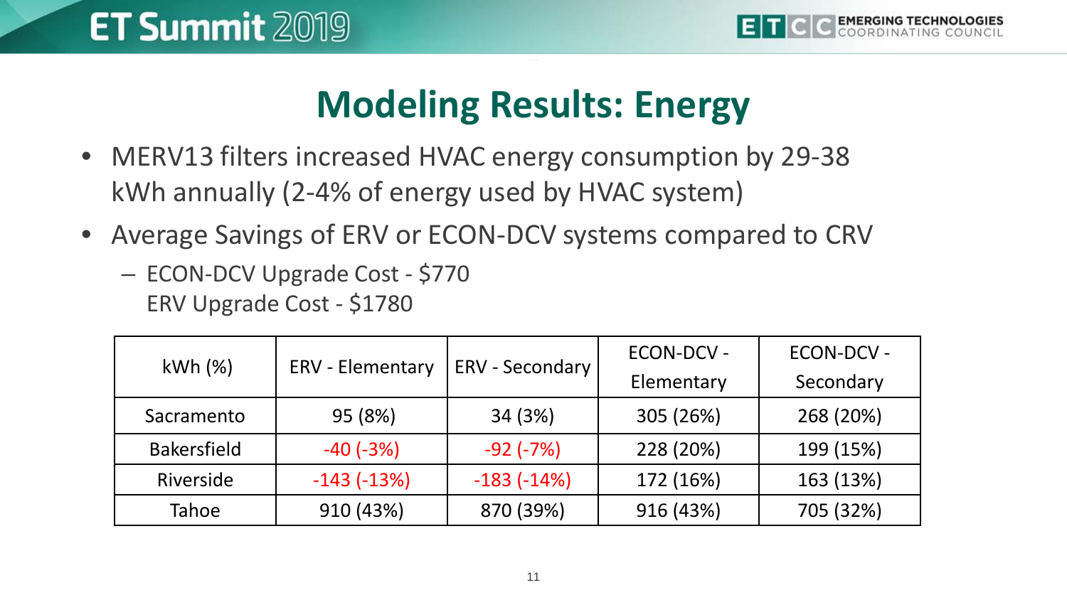# Modeling Results: Energy

- MERV13 filters increased HVAC energy consumption by 29-38 kWh annually (2-4% of energy used by HVAC system)
- Average Savings of ERV or ECON-DCV systems compared to CRV
  - ECON-DCV Upgrade Cost - $770
    ERV Upgrade Cost - $1780

| kWh (%) | ERV - Elementary | ERV - Secondary | ECON-DCV - Elementary | ECON-DCV - Secondary |
|---|---|---|---|---|
| Sacramento | 95 (8%) | 34 (3%) | 305 (26%) | 268 (20%) |
| Bakersfield | -40 (-3%) | -92 (-7%) | 228 (20%) | 199 (15%) |
| Riverside | -143 (-13%) | -183 (-14%) | 172 (16%) | 163 (13%) |
| Tahoe | 910 (43%) | 870 (39%) | 916 (43%) | 705 (32%) |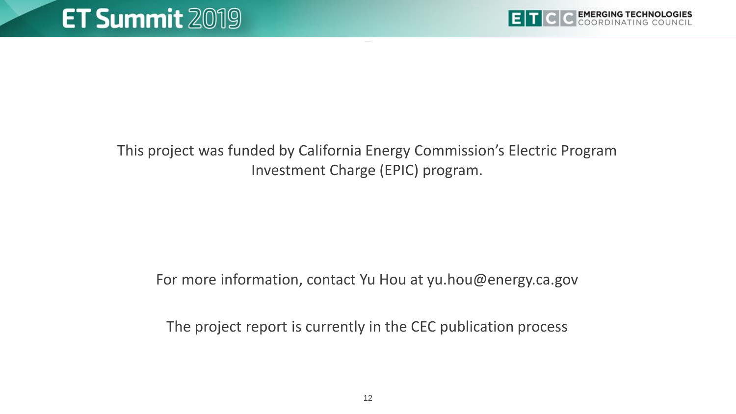This project was funded by California Energy Commission's Electric Program Investment Charge (EPIC) program.

For more information, contact Yu Hou at yu.hou@energy.ca.gov

The project report is currently in the CEC publication process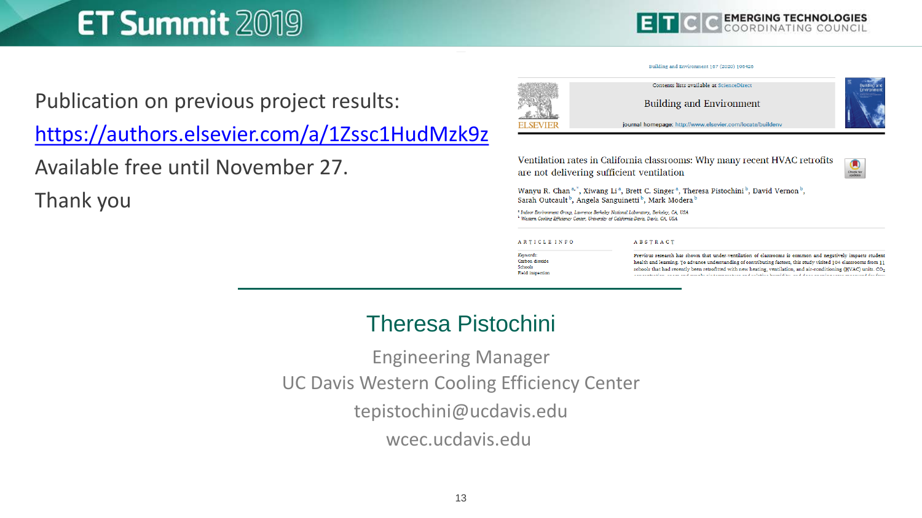Publication on previous project results:

https://authors.elsevier.com/a/1Zssc1HudMzk9z

Available free until November 27.

Thank you

Building and Environment 167 (2020) 106426

Contents lists available at ScienceDirect

Building and Environment

journal homepage: http://www.elsevier.com/locate/buildenv

Ventilation rates in California classrooms: Why many recent HVAC retrofits are not delivering sufficient ventilation

Wanyu R. Chan[a,*], Xiwang Li[a], Brett C. Singer[a], Theresa Pistochini[b], David Vernon[b], Sarah Outcault[b], Angela Sanguinetti[b], Mark Modera[b]

[a] Indoor Environment Group, Lawrence Berkeley National Laboratory, Berkeley, CA, USA
[b] Western Cooling Efficiency Center, University of California Davis, Davis, CA, USA

ARTICLE INFO

*Keywords:*
Carbon dioxide
Schools
Field inspection

ABSTRACT

Previous research has shown that under-ventilation of classrooms is common and negatively impacts student health and learning. To advance understanding of contributing factors, this study visited 104 classrooms from 11 schools that had recently been retrofitted with new heating, ventilation, and air-conditioning (HVAC) units. $CO_2$

## Theresa Pistochini

Engineering Manager

UC Davis Western Cooling Efficiency Center

tepistochini@ucdavis.edu

wcec.ucdavis.edu